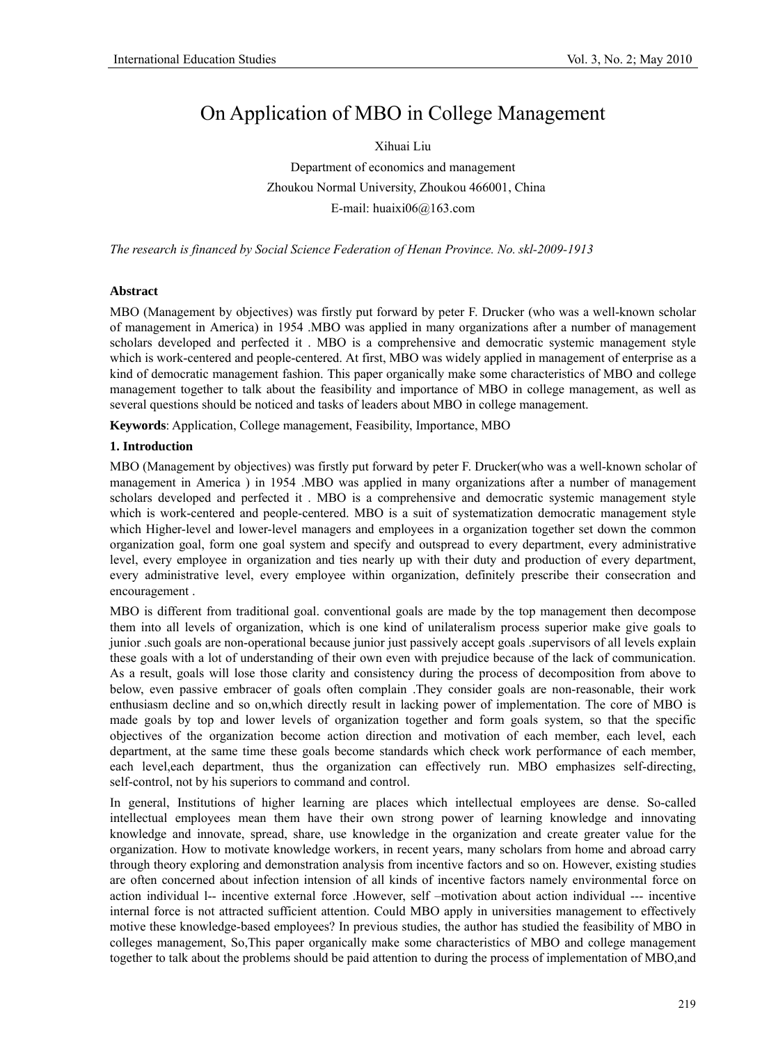# On Application of MBO in College Management

Xihuai Liu

Department of economics and management

Zhoukou Normal University, Zhoukou 466001, China

E-mail: huaixi06@163.com

*The research is financed by Social Science Federation of Henan Province. No. skl-2009-1913*

## Abstract

MBO (Management by objectives) was firstly put forward by peter F. Drucker (who was a well-known scholar of management in America) in 1954 .MBO was applied in many organizations after a number of management scholars developed and perfected it . MBO is a comprehensive and democratic systemic management style which is work-centered and people-centered. At first, MBO was widely applied in management of enterprise as a kind of democratic management fashion. This paper organically make some characteristics of MBO and college management together to talk about the feasibility and importance of MBO in college management, as well as several questions should be noticed and tasks of leaders about MBO in college management.

**Keywords**: Application, College management, Feasibility, Importance, MBO

## 1. Introduction

MBO (Management by objectives) was firstly put forward by peter F. Drucker(who was a well-known scholar of management in America ) in 1954 .MBO was applied in many organizations after a number of management scholars developed and perfected it . MBO is a comprehensive and democratic systemic management style which is work-centered and people-centered. MBO is a suit of systematization democratic management style which Higher-level and lower-level managers and employees in a organization together set down the common organization goal, form one goal system and specify and outspread to every department, every administrative level, every employee in organization and ties nearly up with their duty and production of every department, every administrative level, every employee within organization, definitely prescribe their consecration and encouragement .

MBO is different from traditional goal. conventional goals are made by the top management then decompose them into all levels of organization, which is one kind of unilateralism process superior make give goals to junior .such goals are non-operational because junior just passively accept goals .supervisors of all levels explain these goals with a lot of understanding of their own even with prejudice because of the lack of communication. As a result, goals will lose those clarity and consistency during the process of decomposition from above to below, even passive embracer of goals often complain .They consider goals are non-reasonable, their work enthusiasm decline and so on,which directly result in lacking power of implementation. The core of MBO is made goals by top and lower levels of organization together and form goals system, so that the specific objectives of the organization become action direction and motivation of each member, each level, each department, at the same time these goals become standards which check work performance of each member, each level,each department, thus the organization can effectively run. MBO emphasizes self-directing, self-control, not by his superiors to command and control.

In general, Institutions of higher learning are places which intellectual employees are dense. So-called intellectual employees mean them have their own strong power of learning knowledge and innovating knowledge and innovate, spread, share, use knowledge in the organization and create greater value for the organization. How to motivate knowledge workers, in recent years, many scholars from home and abroad carry through theory exploring and demonstration analysis from incentive factors and so on. However, existing studies are often concerned about infection intension of all kinds of incentive factors namely environmental force on action individual l-- incentive external force .However, self –motivation about action individual --- incentive internal force is not attracted sufficient attention. Could MBO apply in universities management to effectively motive these knowledge-based employees? In previous studies, the author has studied the feasibility of MBO in colleges management, So,This paper organically make some characteristics of MBO and college management together to talk about the problems should be paid attention to during the process of implementation of MBO,and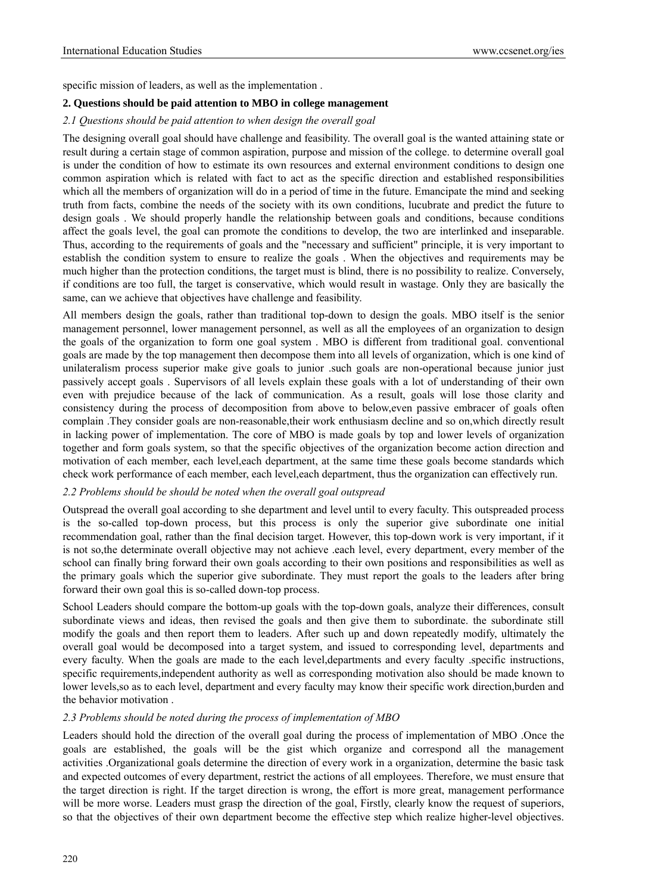specific mission of leaders, as well as the implementation .

## 2. Questions should be paid attention to MBO in college management

### *2.1 Questions should be paid attention to when design the overall goal*

The designing overall goal should have challenge and feasibility. The overall goal is the wanted attaining state or result during a certain stage of common aspiration, purpose and mission of the college. to determine overall goal is under the condition of how to estimate its own resources and external environment conditions to design one common aspiration which is related with fact to act as the specific direction and established responsibilities which all the members of organization will do in a period of time in the future. Emancipate the mind and seeking truth from facts, combine the needs of the society with its own conditions, lucubrate and predict the future to design goals . We should properly handle the relationship between goals and conditions, because conditions affect the goals level, the goal can promote the conditions to develop, the two are interlinked and inseparable. Thus, according to the requirements of goals and the "necessary and sufficient" principle, it is very important to establish the condition system to ensure to realize the goals . When the objectives and requirements may be much higher than the protection conditions, the target must is blind, there is no possibility to realize. Conversely, if conditions are too full, the target is conservative, which would result in wastage. Only they are basically the same, can we achieve that objectives have challenge and feasibility.

All members design the goals, rather than traditional top-down to design the goals. MBO itself is the senior management personnel, lower management personnel, as well as all the employees of an organization to design the goals of the organization to form one goal system . MBO is different from traditional goal. conventional goals are made by the top management then decompose them into all levels of organization, which is one kind of unilateralism process superior make give goals to junior .such goals are non-operational because junior just passively accept goals . Supervisors of all levels explain these goals with a lot of understanding of their own even with prejudice because of the lack of communication. As a result, goals will lose those clarity and consistency during the process of decomposition from above to below,even passive embracer of goals often complain .They consider goals are non-reasonable,their work enthusiasm decline and so on,which directly result in lacking power of implementation. The core of MBO is made goals by top and lower levels of organization together and form goals system, so that the specific objectives of the organization become action direction and motivation of each member, each level,each department, at the same time these goals become standards which check work performance of each member, each level,each department, thus the organization can effectively run.

### *2.2 Problems should be should be noted when the overall goal outspread*

Outspread the overall goal according to she department and level until to every faculty. This outspreaded process is the so-called top-down process, but this process is only the superior give subordinate one initial recommendation goal, rather than the final decision target. However, this top-down work is very important, if it is not so,the determinate overall objective may not achieve .each level, every department, every member of the school can finally bring forward their own goals according to their own positions and responsibilities as well as the primary goals which the superior give subordinate. They must report the goals to the leaders after bring forward their own goal this is so-called down-top process.

School Leaders should compare the bottom-up goals with the top-down goals, analyze their differences, consult subordinate views and ideas, then revised the goals and then give them to subordinate. the subordinate still modify the goals and then report them to leaders. After such up and down repeatedly modify, ultimately the overall goal would be decomposed into a target system, and issued to corresponding level, departments and every faculty. When the goals are made to the each level,departments and every faculty .specific instructions, specific requirements,independent authority as well as corresponding motivation also should be made known to lower levels,so as to each level, department and every faculty may know their specific work direction,burden and the behavior motivation .

### *2.3 Problems should be noted during the process of implementation of MBO*

Leaders should hold the direction of the overall goal during the process of implementation of MBO .Once the goals are established, the goals will be the gist which organize and correspond all the management activities .Organizational goals determine the direction of every work in a organization, determine the basic task and expected outcomes of every department, restrict the actions of all employees. Therefore, we must ensure that the target direction is right. If the target direction is wrong, the effort is more great, management performance will be more worse. Leaders must grasp the direction of the goal, Firstly, clearly know the request of superiors, so that the objectives of their own department become the effective step which realize higher-level objectives.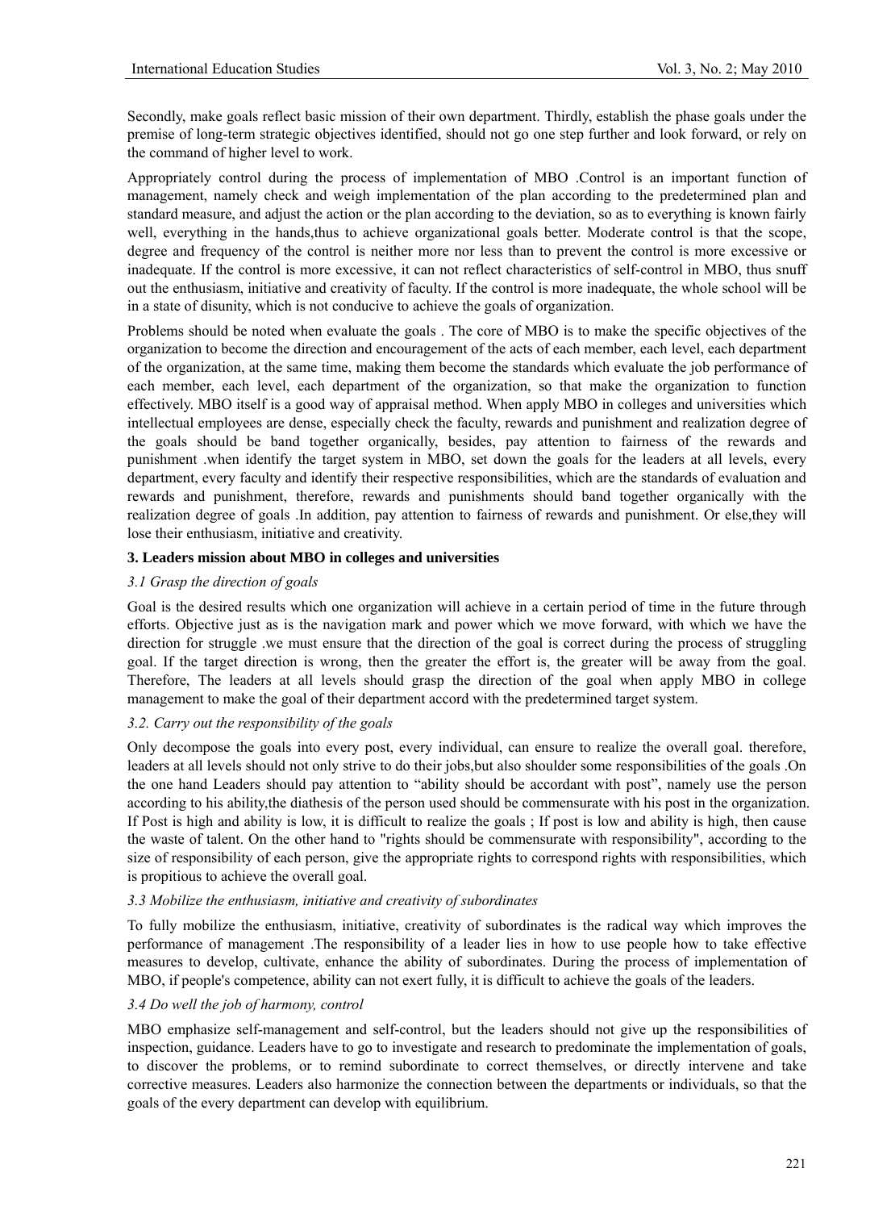Secondly, make goals reflect basic mission of their own department. Thirdly, establish the phase goals under the premise of long-term strategic objectives identified, should not go one step further and look forward, or rely on the command of higher level to work.

Appropriately control during the process of implementation of MBO .Control is an important function of management, namely check and weigh implementation of the plan according to the predetermined plan and standard measure, and adjust the action or the plan according to the deviation, so as to everything is known fairly well, everything in the hands,thus to achieve organizational goals better. Moderate control is that the scope, degree and frequency of the control is neither more nor less than to prevent the control is more excessive or inadequate. If the control is more excessive, it can not reflect characteristics of self-control in MBO, thus snuff out the enthusiasm, initiative and creativity of faculty. If the control is more inadequate, the whole school will be in a state of disunity, which is not conducive to achieve the goals of organization.

Problems should be noted when evaluate the goals . The core of MBO is to make the specific objectives of the organization to become the direction and encouragement of the acts of each member, each level, each department of the organization, at the same time, making them become the standards which evaluate the job performance of each member, each level, each department of the organization, so that make the organization to function effectively. MBO itself is a good way of appraisal method. When apply MBO in colleges and universities which intellectual employees are dense, especially check the faculty, rewards and punishment and realization degree of the goals should be band together organically, besides, pay attention to fairness of the rewards and punishment .when identify the target system in MBO, set down the goals for the leaders at all levels, every department, every faculty and identify their respective responsibilities, which are the standards of evaluation and rewards and punishment, therefore, rewards and punishments should band together organically with the realization degree of goals .In addition, pay attention to fairness of rewards and punishment. Or else,they will lose their enthusiasm, initiative and creativity.

## 3. Leaders mission about MBO in colleges and universities

### *3.1 Grasp the direction of goals*

Goal is the desired results which one organization will achieve in a certain period of time in the future through efforts. Objective just as is the navigation mark and power which we move forward, with which we have the direction for struggle .we must ensure that the direction of the goal is correct during the process of struggling goal. If the target direction is wrong, then the greater the effort is, the greater will be away from the goal. Therefore, The leaders at all levels should grasp the direction of the goal when apply MBO in college management to make the goal of their department accord with the predetermined target system.

### *3.2. Carry out the responsibility of the goals*

Only decompose the goals into every post, every individual, can ensure to realize the overall goal. therefore, leaders at all levels should not only strive to do their jobs,but also shoulder some responsibilities of the goals .On the one hand Leaders should pay attention to "ability should be accordant with post", namely use the person according to his ability,the diathesis of the person used should be commensurate with his post in the organization. If Post is high and ability is low, it is difficult to realize the goals ; If post is low and ability is high, then cause the waste of talent. On the other hand to "rights should be commensurate with responsibility", according to the size of responsibility of each person, give the appropriate rights to correspond rights with responsibilities, which is propitious to achieve the overall goal.

### *3.3 Mobilize the enthusiasm, initiative and creativity of subordinates*

To fully mobilize the enthusiasm, initiative, creativity of subordinates is the radical way which improves the performance of management .The responsibility of a leader lies in how to use people how to take effective measures to develop, cultivate, enhance the ability of subordinates. During the process of implementation of MBO, if people's competence, ability can not exert fully, it is difficult to achieve the goals of the leaders.

### *3.4 Do well the job of harmony, control*

MBO emphasize self-management and self-control, but the leaders should not give up the responsibilities of inspection, guidance. Leaders have to go to investigate and research to predominate the implementation of goals, to discover the problems, or to remind subordinate to correct themselves, or directly intervene and take corrective measures. Leaders also harmonize the connection between the departments or individuals, so that the goals of the every department can develop with equilibrium.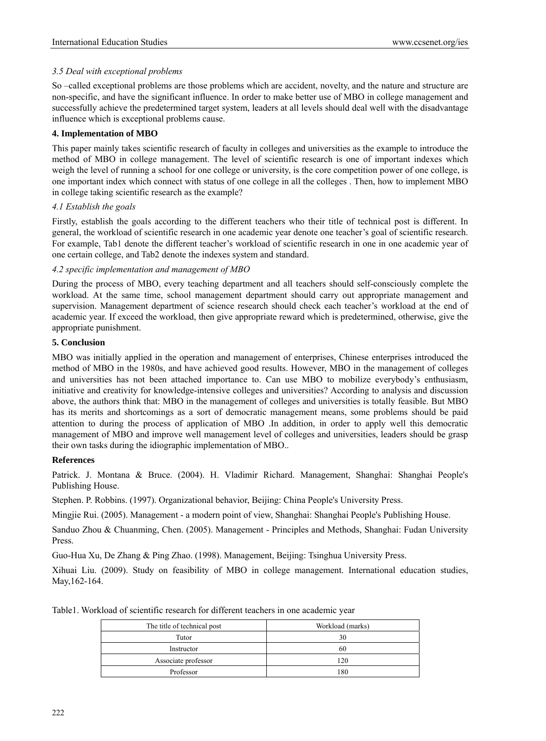### *3.5 Deal with exceptional problems*

So –called exceptional problems are those problems which are accident, novelty, and the nature and structure are non-specific, and have the significant influence. In order to make better use of MBO in college management and successfully achieve the predetermined target system, leaders at all levels should deal well with the disadvantage influence which is exceptional problems cause.

## 4. Implementation of MBO

This paper mainly takes scientific research of faculty in colleges and universities as the example to introduce the method of MBO in college management. The level of scientific research is one of important indexes which weigh the level of running a school for one college or university, is the core competition power of one college, is one important index which connect with status of one college in all the colleges . Then, how to implement MBO in college taking scientific research as the example?

### *4.1 Establish the goals*

Firstly, establish the goals according to the different teachers who their title of technical post is different. In general, the workload of scientific research in one academic year denote one teacher's goal of scientific research. For example, Tab1 denote the different teacher's workload of scientific research in one in one academic year of one certain college, and Tab2 denote the indexes system and standard.

### *4.2 specific implementation and management of MBO*

During the process of MBO, every teaching department and all teachers should self-consciously complete the workload. At the same time, school management department should carry out appropriate management and supervision. Management department of science research should check each teacher's workload at the end of academic year. If exceed the workload, then give appropriate reward which is predetermined, otherwise, give the appropriate punishment.

## 5. Conclusion

MBO was initially applied in the operation and management of enterprises, Chinese enterprises introduced the method of MBO in the 1980s, and have achieved good results. However, MBO in the management of colleges and universities has not been attached importance to. Can use MBO to mobilize everybody's enthusiasm, initiative and creativity for knowledge-intensive colleges and universities? According to analysis and discussion above, the authors think that: MBO in the management of colleges and universities is totally feasible. But MBO has its merits and shortcomings as a sort of democratic management means, some problems should be paid attention to during the process of application of MBO .In addition, in order to apply well this democratic management of MBO and improve well management level of colleges and universities, leaders should be grasp their own tasks during the idiographic implementation of MBO..

## References

Patrick. J. Montana & Bruce. (2004). H. Vladimir Richard. Management, Shanghai: Shanghai People's Publishing House.

Stephen. P. Robbins. (1997). Organizational behavior, Beijing: China People's University Press.

Mingjie Rui. (2005). Management - a modern point of view, Shanghai: Shanghai People's Publishing House.

Sanduo Zhou & Chuanming, Chen. (2005). Management - Principles and Methods, Shanghai: Fudan University Press.

Guo-Hua Xu, De Zhang & Ping Zhao. (1998). Management, Beijing: Tsinghua University Press.

Xihuai Liu. (2009). Study on feasibility of MBO in college management. International education studies, May,162-164.

Table1. Workload of scientific research for different teachers in one academic year

| The title of technical post | Workload (marks) |
|---|---|
| Tutor | 30 |
| Instructor | 60 |
| Associate professor | 120 |
| Professor | 180 |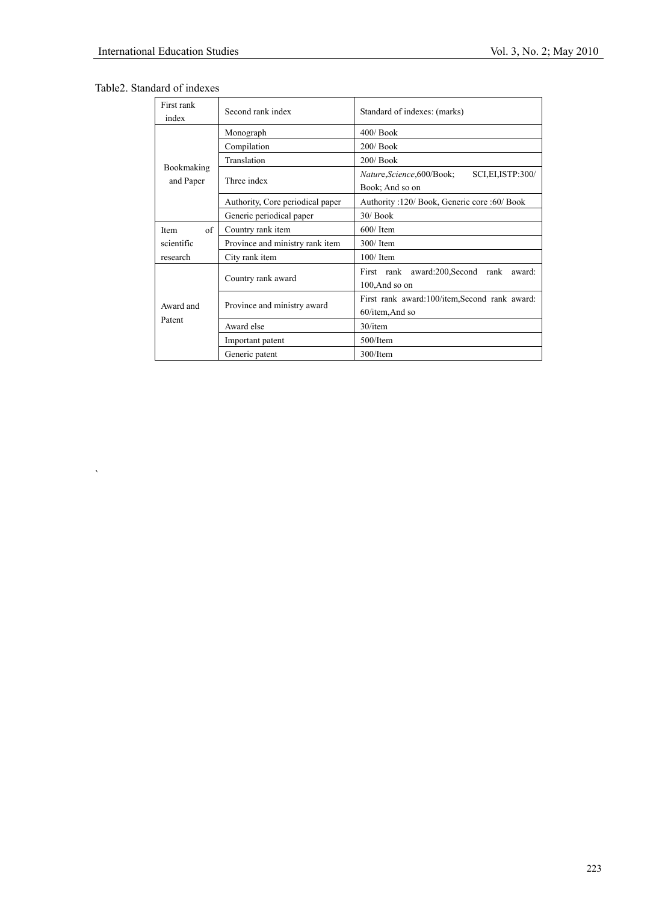Table2. Standard of indexes

| First rank index | Second rank index | Standard of indexes: (marks) |
| --- | --- | --- |
| Bookmaking and Paper | Monograph | 400/ Book |
| | Compilation | 200/ Book |
| | Translation | 200/ Book |
| | Three index | *Nature*,*Science*,600/Book; SCI,EI,ISTP:300/ Book; And so on |
| | Authority, Core periodical paper | Authority :120/ Book, Generic core :60/ Book |
| | Generic periodical paper | 30/ Book |
| Item of scientific research | Country rank item | 600/ Item |
| | Province and ministry rank item | 300/ Item |
| | City rank item | 100/ Item |
| Award and Patent | Country rank award | First rank award:200,Second rank award: 100,And so on |
| | Province and ministry award | First rank award:100/item,Second rank award: 60/item,And so |
| | Award else | 30/item |
| | Important patent | 500/Item |
| | Generic patent | 300/Item |